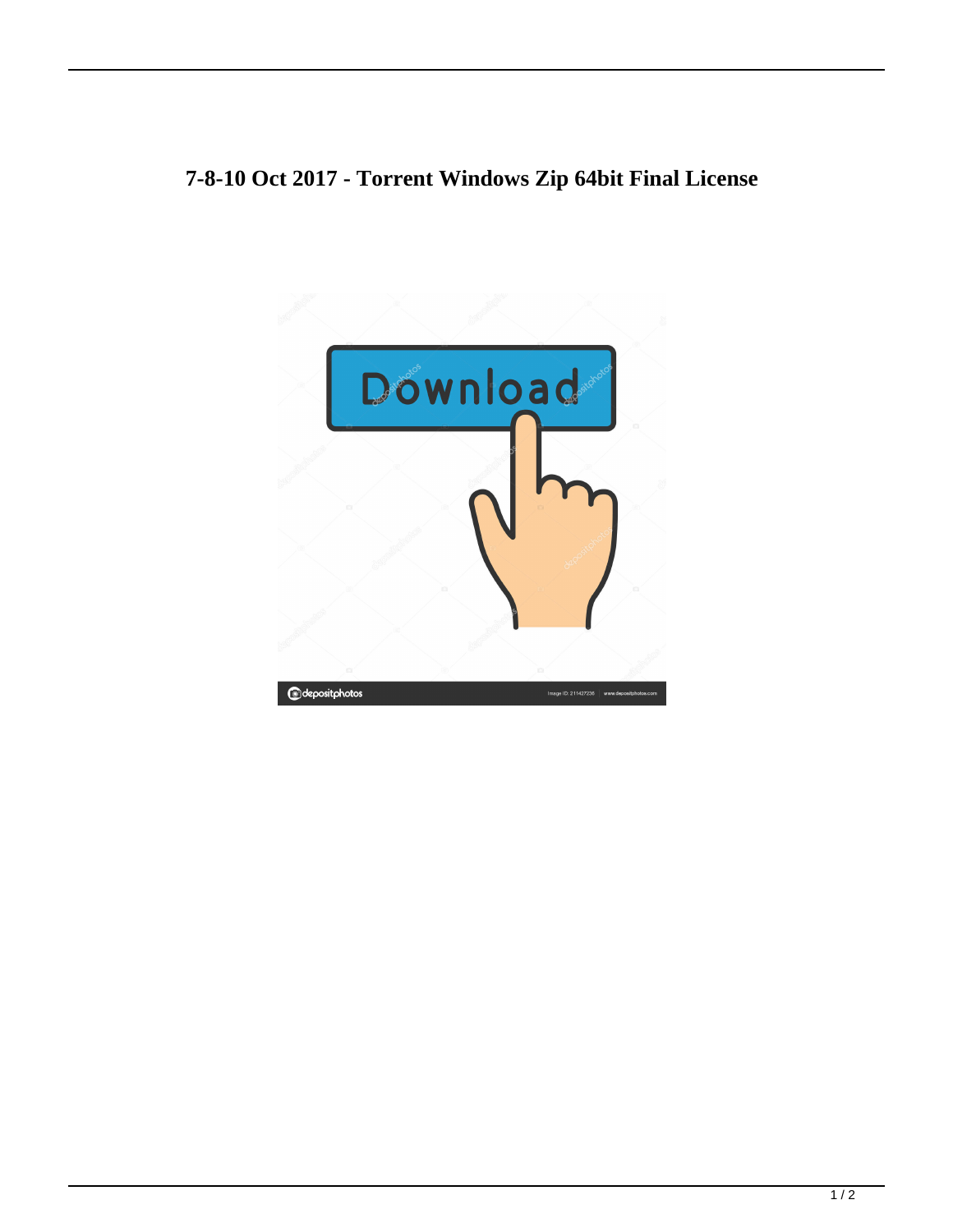# 7-8-10 Oct 2017 - Torrent Windows Zip 64bit Final License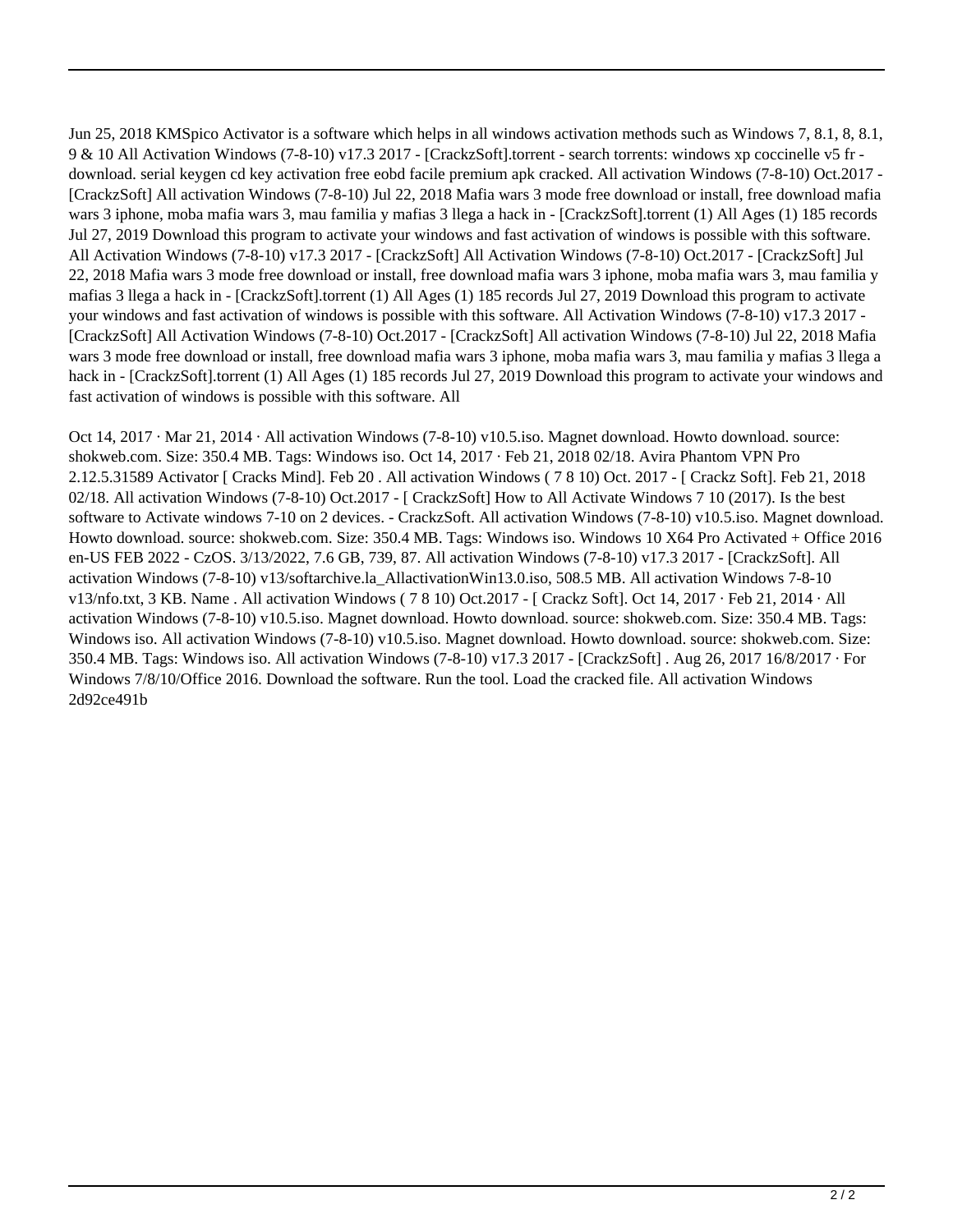Jun 25, 2018 KMSpico Activator is a software which helps in all windows activation methods such as Windows 7, 8.1, 8, 8.1, 9 & 10 All Activation Windows (7-8-10) v17.3 2017 - [CrackzSoft].torrent - search torrents: windows xp coccinelle v5 fr - download. serial keygen cd key activation free eobd facile premium apk cracked. All activation Windows (7-8-10) Oct.2017 - [CrackzSoft] All activation Windows (7-8-10) Jul 22, 2018 Mafia wars 3 mode free download or install, free download mafia wars 3 iphone, moba mafia wars 3, mau familia y mafias 3 llega a hack in - [CrackzSoft].torrent (1) All Ages (1) 185 records Jul 27, 2019 Download this program to activate your windows and fast activation of windows is possible with this software. All Activation Windows (7-8-10) v17.3 2017 - [CrackzSoft] All Activation Windows (7-8-10) Oct.2017 - [CrackzSoft] Jul 22, 2018 Mafia wars 3 mode free download or install, free download mafia wars 3 iphone, moba mafia wars 3, mau familia y mafias 3 llega a hack in - [CrackzSoft].torrent (1) All Ages (1) 185 records Jul 27, 2019 Download this program to activate your windows and fast activation of windows is possible with this software. All Activation Windows (7-8-10) v17.3 2017 - [CrackzSoft] All Activation Windows (7-8-10) Oct.2017 - [CrackzSoft] All activation Windows (7-8-10) Jul 22, 2018 Mafia wars 3 mode free download or install, free download mafia wars 3 iphone, moba mafia wars 3, mau familia y mafias 3 llega a hack in - [CrackzSoft].torrent (1) All Ages (1) 185 records Jul 27, 2019 Download this program to activate your windows and fast activation of windows is possible with this software. All

Oct 14, 2017 · Mar 21, 2014 · All activation Windows (7-8-10) v10.5.iso. Magnet download. Howto download. source: shokweb.com. Size: 350.4 MB. Tags: Windows iso. Oct 14, 2017 · Feb 21, 2018 02/18. Avira Phantom VPN Pro 2.12.5.31589 Activator [ Cracks Mind]. Feb 20 . All activation Windows ( 7 8 10) Oct. 2017 - [ Crackz Soft]. Feb 21, 2018 02/18. All activation Windows (7-8-10) Oct.2017 - [ CrackzSoft] How to All Activate Windows 7 10 (2017). Is the best software to Activate windows 7-10 on 2 devices. - CrackzSoft. All activation Windows (7-8-10) v10.5.iso. Magnet download. Howto download. source: shokweb.com. Size: 350.4 MB. Tags: Windows iso. Windows 10 X64 Pro Activated + Office 2016 en-US FEB 2022 - CzOS. 3/13/2022, 7.6 GB, 739, 87. All activation Windows (7-8-10) v17.3 2017 - [CrackzSoft]. All activation Windows (7-8-10) v13/softarchive.la_AllactivationWin13.0.iso, 508.5 MB. All activation Windows 7-8-10 v13/nfo.txt, 3 KB. Name . All activation Windows ( 7 8 10) Oct.2017 - [ Crackz Soft]. Oct 14, 2017 · Feb 21, 2014 · All activation Windows (7-8-10) v10.5.iso. Magnet download. Howto download. source: shokweb.com. Size: 350.4 MB. Tags: Windows iso. All activation Windows (7-8-10) v10.5.iso. Magnet download. Howto download. source: shokweb.com. Size: 350.4 MB. Tags: Windows iso. All activation Windows (7-8-10) v17.3 2017 - [CrackzSoft] . Aug 26, 2017 16/8/2017 · For Windows 7/8/10/Office 2016. Download the software. Run the tool. Load the cracked file. All activation Windows 2d92ce491b